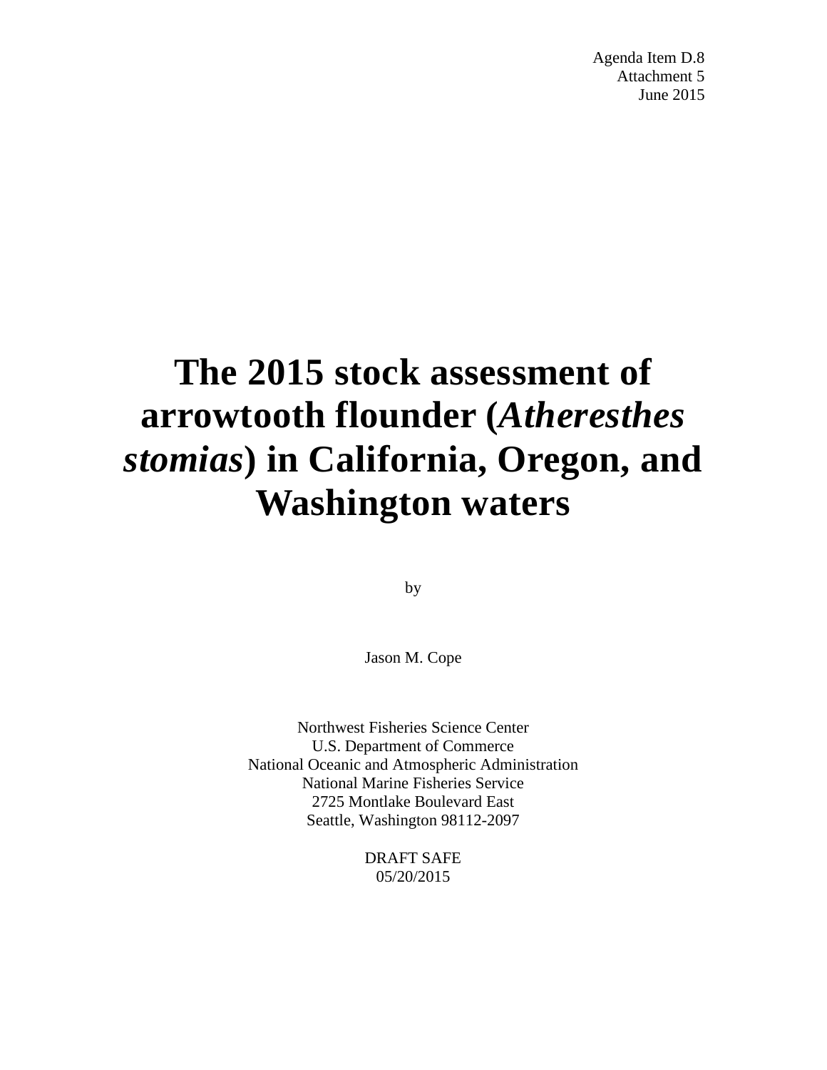Agenda Item D.8
Attachment 5
June 2015

# The 2015 stock assessment of arrowtooth flounder (*Atheresthes stomias*) in California, Oregon, and Washington waters

by

Jason M. Cope

Northwest Fisheries Science Center
U.S. Department of Commerce
National Oceanic and Atmospheric Administration
National Marine Fisheries Service
2725 Montlake Boulevard East
Seattle, Washington 98112-2097

DRAFT SAFE
05/20/2015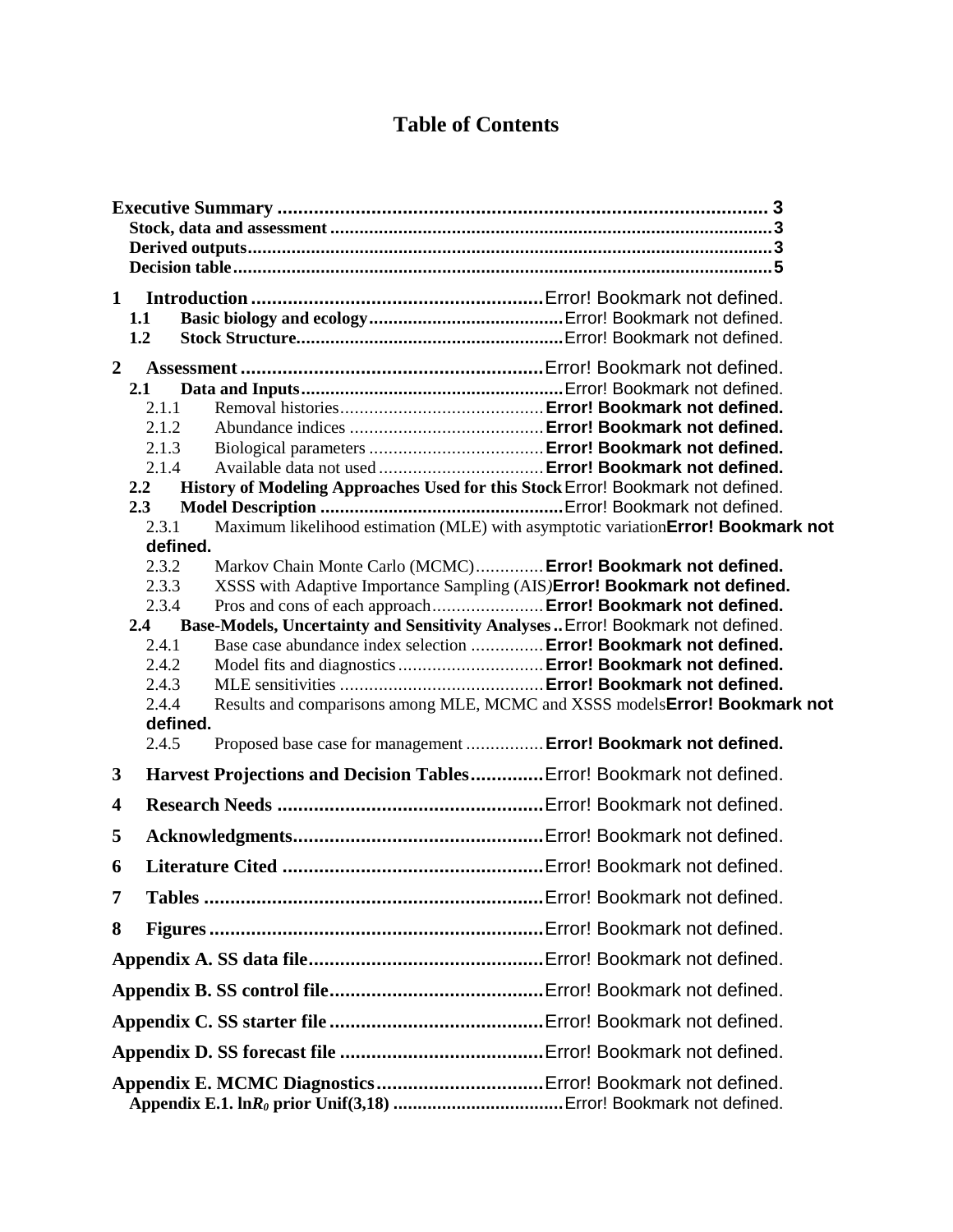# Table of Contents

**Executive Summary** .......................................................................................... 3
**Stock, data and assessment** ............................................................................3
**Derived outputs**...............................................................................................3
**Decision table**...................................................................................................5

**1 Introduction** ...................................................... Error! Bookmark not defined.
**1.1 Basic biology and ecology**...................................... Error! Bookmark not defined.
**1.2 Stock Structure**....................................................... Error! Bookmark not defined.

**2 Assessment** ......................................................... Error! Bookmark not defined.
**2.1 Data and Inputs**...................................................... Error! Bookmark not defined.
2.1.1 Removal histories.......................................... **Error! Bookmark not defined.**
2.1.2 Abundance indices ........................................ **Error! Bookmark not defined.**
2.1.3 Biological parameters .................................... **Error! Bookmark not defined.**
2.1.4 Available data not used .................................. **Error! Bookmark not defined.**
**2.2 History of Modeling Approaches Used for this Stock** Error! Bookmark not defined.
**2.3 Model Description** .................................................. Error! Bookmark not defined.
2.3.1 Maximum likelihood estimation (MLE) with asymptotic variation **Error! Bookmark not defined.**
2.3.2 Markov Chain Monte Carlo (MCMC).............. **Error! Bookmark not defined.**
2.3.3 XSSS with Adaptive Importance Sampling (AIS) **Error! Bookmark not defined.**
2.3.4 Pros and cons of each approach....................... **Error! Bookmark not defined.**
**2.4 Base-Models, Uncertainty and Sensitivity Analyses** .. Error! Bookmark not defined.
2.4.1 Base case abundance index selection ............... **Error! Bookmark not defined.**
2.4.2 Model fits and diagnostics .............................. **Error! Bookmark not defined.**
2.4.3 MLE sensitivities .......................................... **Error! Bookmark not defined.**
2.4.4 Results and comparisons among MLE, MCMC and XSSS models **Error! Bookmark not defined.**
2.4.5 Proposed base case for management ................ **Error! Bookmark not defined.**

**3 Harvest Projections and Decision Tables**............. Error! Bookmark not defined.

**4 Research Needs** .................................................. Error! Bookmark not defined.

**5 Acknowledgments**................................................ Error! Bookmark not defined.

**6 Literature Cited** .................................................. Error! Bookmark not defined.

**7 Tables** ................................................................ Error! Bookmark not defined.

**8 Figures** ............................................................... Error! Bookmark not defined.

**Appendix A. SS data file**............................................. Error! Bookmark not defined.

**Appendix B. SS control file**......................................... Error! Bookmark not defined.

**Appendix C. SS starter file** ......................................... Error! Bookmark not defined.

**Appendix D. SS forecast file** ....................................... Error! Bookmark not defined.

**Appendix E. MCMC Diagnostics**................................ Error! Bookmark not defined.
**Appendix E.1. ln$R_0$ prior Unif(3,18)** .................................. Error! Bookmark not defined.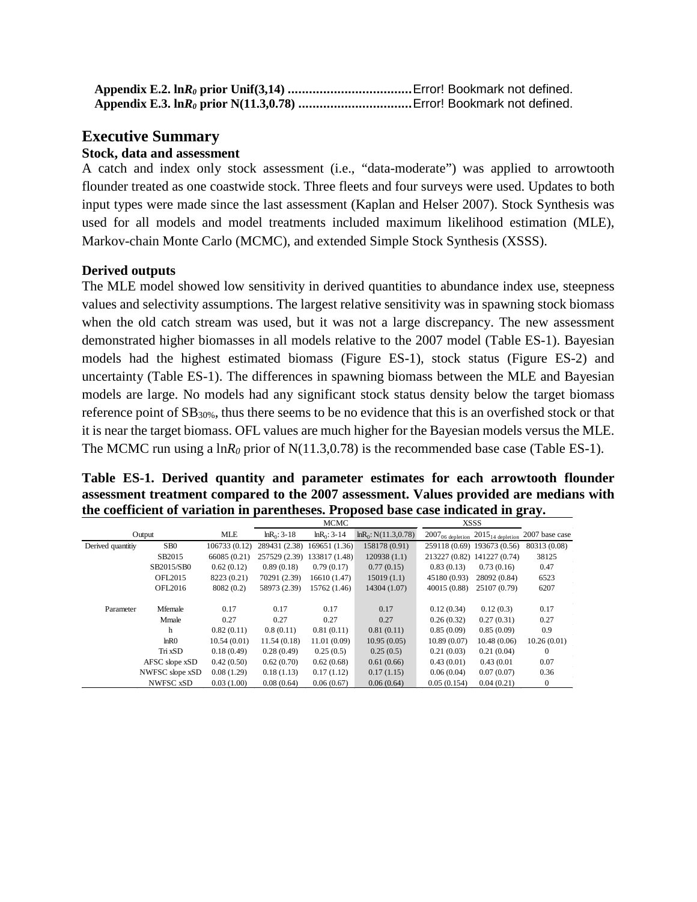**Appendix E.2. ln$R_0$ prior Unif(3,14) ....................................**Error! Bookmark not defined.
**Appendix E.3. ln$R_0$ prior N(11.3,0.78) ................................**Error! Bookmark not defined.

## Executive Summary

### Stock, data and assessment

A catch and index only stock assessment (i.e., "data-moderate") was applied to arrowtooth flounder treated as one coastwide stock. Three fleets and four surveys were used. Updates to both input types were made since the last assessment (Kaplan and Helser 2007). Stock Synthesis was used for all models and model treatments included maximum likelihood estimation (MLE), Markov-chain Monte Carlo (MCMC), and extended Simple Stock Synthesis (XSSS).

### Derived outputs

The MLE model showed low sensitivity in derived quantities to abundance index use, steepness values and selectivity assumptions. The largest relative sensitivity was in spawning stock biomass when the old catch stream was used, but it was not a large discrepancy. The new assessment demonstrated higher biomasses in all models relative to the 2007 model (Table ES-1). Bayesian models had the highest estimated biomass (Figure ES-1), stock status (Figure ES-2) and uncertainty (Table ES-1). The differences in spawning biomass between the MLE and Bayesian models are large. No models had any significant stock status density below the target biomass reference point of $SB_{30\%}$, thus there seems to be no evidence that this is an overfished stock or that it is near the target biomass. OFL values are much higher for the Bayesian models versus the MLE. The MCMC run using a ln$R_0$ prior of N(11.3,0.78) is the recommended base case (Table ES-1).

**Table ES-1. Derived quantity and parameter estimates for each arrowtooth flounder assessment treatment compared to the 2007 assessment. Values provided are medians with the coefficient of variation in parentheses. Proposed base case indicated in gray.**

| Output | | MLE | MCMC | | | XSSS | | |
|---|---|---|---|---|---|---|---|---|
| | | | ln$R_0$: 3-18 | ln$R_0$: 3-14 | ln$R_0$: N(11.3,0.78) | $2007_{06\ depletion}$ | $2015_{14\ depletion}$ | 2007 base case |
| Derived quantitiy | SB0 | 106733 (0.12) | 289431 (2.38) | 169651 (1.36) | 158178 (0.91) | 259118 (0.69) | 193673 (0.56) | 80313 (0.08) |
| | SB2015 | 66085 (0.21) | 257529 (2.39) | 133817 (1.48) | 120938 (1.1) | 213227 (0.82) | 141227 (0.74) | 38125 |
| | SB2015/SB0 | 0.62 (0.12) | 0.89 (0.18) | 0.79 (0.17) | 0.77 (0.15) | 0.83 (0.13) | 0.73 (0.16) | 0.47 |
| | OFL2015 | 8223 (0.21) | 70291 (2.39) | 16610 (1.47) | 15019 (1.1) | 45180 (0.93) | 28092 (0.84) | 6523 |
| | OFL2016 | 8082 (0.2) | 58973 (2.39) | 15762 (1.46) | 14304 (1.07) | 40015 (0.88) | 25107 (0.79) | 6207 |
| Parameter | Mfemale | 0.17 | 0.17 | 0.17 | 0.17 | 0.12 (0.34) | 0.12 (0.3) | 0.17 |
| | Mmale | 0.27 | 0.27 | 0.27 | 0.27 | 0.26 (0.32) | 0.27 (0.31) | 0.27 |
| | h | 0.82 (0.11) | 0.8 (0.11) | 0.81 (0.11) | 0.81 (0.11) | 0.85 (0.09) | 0.85 (0.09) | 0.9 |
| | lnR0 | 10.54 (0.01) | 11.54 (0.18) | 11.01 (0.09) | 10.95 (0.05) | 10.89 (0.07) | 10.48 (0.06) | 10.26 (0.01) |
| | Tri xSD | 0.18 (0.49) | 0.28 (0.49) | 0.25 (0.5) | 0.25 (0.5) | 0.21 (0.03) | 0.21 (0.04) | 0 |
| | AFSC slope xSD | 0.42 (0.50) | 0.62 (0.70) | 0.62 (0.68) | 0.61 (0.66) | 0.43 (0.01) | 0.43 (0.01 | 0.07 |
| | NWFSC slope xSD | 0.08 (1.29) | 0.18 (1.13) | 0.17 (1.12) | 0.17 (1.15) | 0.06 (0.04) | 0.07 (0.07) | 0.36 |
| | NWFSC xSD | 0.03 (1.00) | 0.08 (0.64) | 0.06 (0.67) | 0.06 (0.64) | 0.05 (0.154) | 0.04 (0.21) | 0 |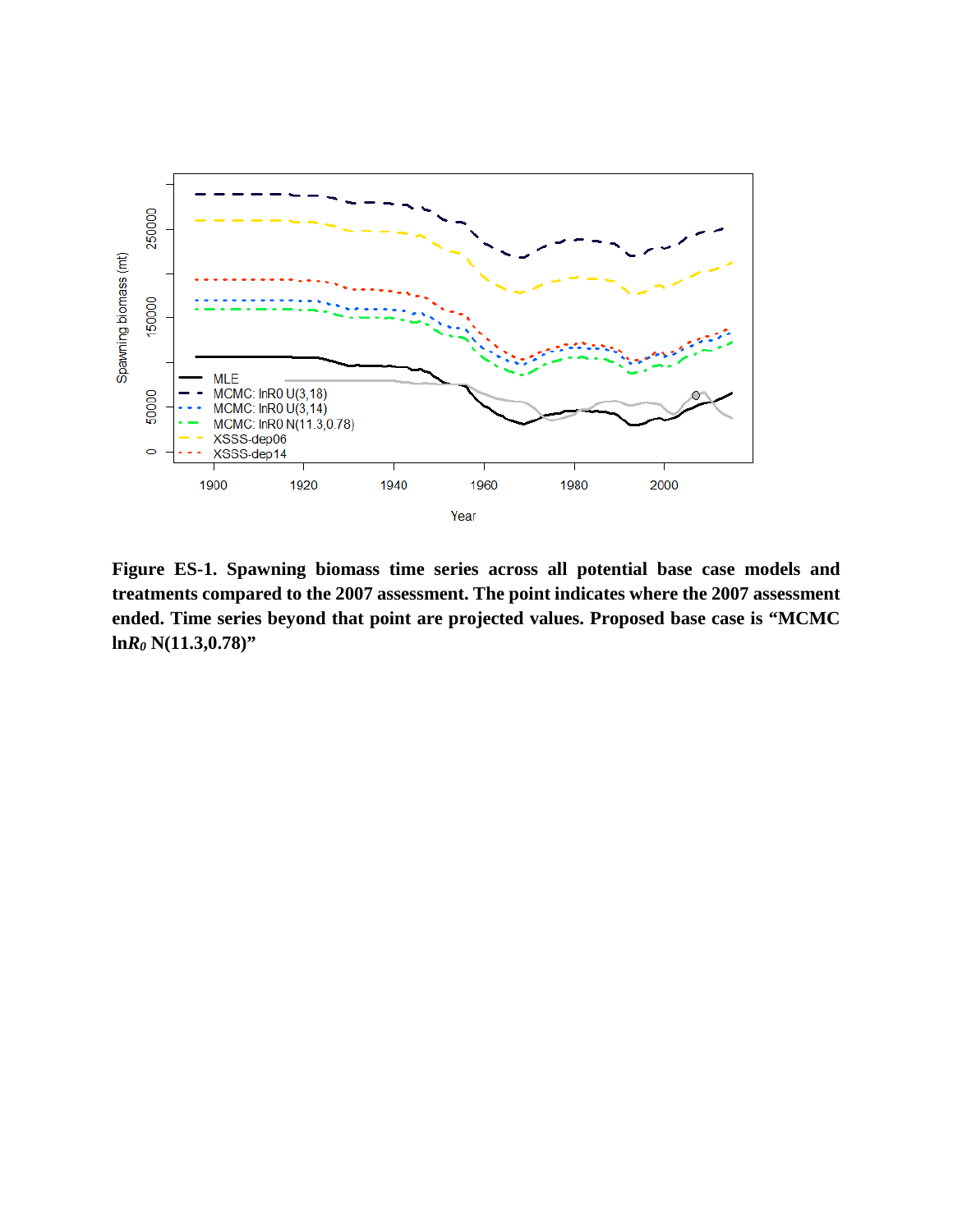**Figure ES-1. Spawning biomass time series across all potential base case models and treatments compared to the 2007 assessment. The point indicates where the 2007 assessment ended. Time series beyond that point are projected values. Proposed base case is "MCMC ln*$R_0$* N(11.3,0.78)"**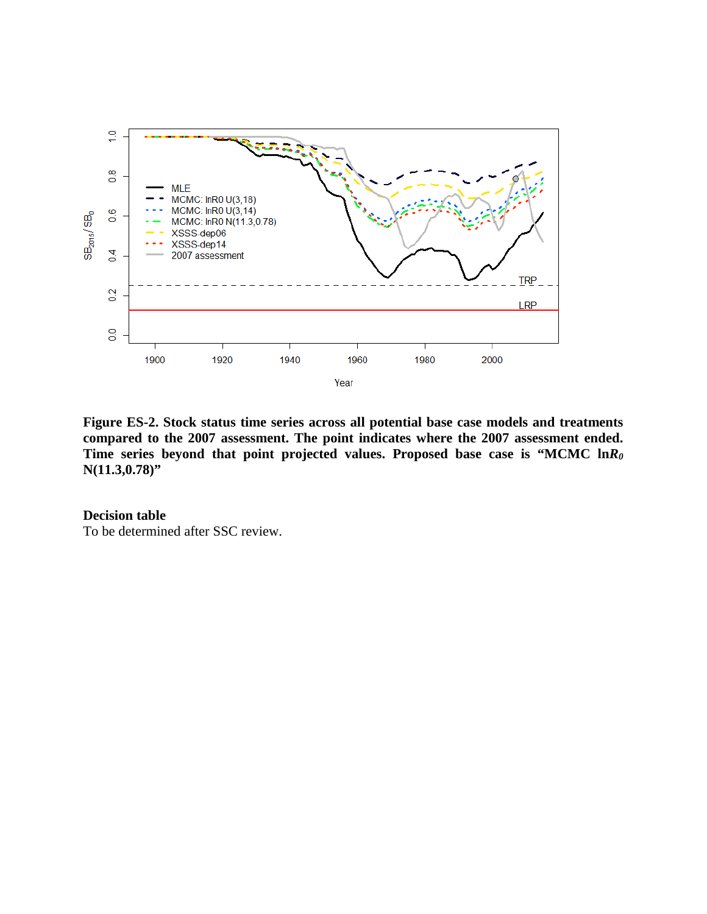$SB_{2015}/SB_0$

1.0
0.8
0.6
0.4
0.2
0.0

MLE
MCMC: lnR0 U(3,18)
MCMC: lnR0 U(3,14)
MCMC: lnR0 N(11.3,0.78)
XSSS-dep06
XSSS-dep14
2007 assessment

TRP
LRP

1900
1920
1940
1960
1980
2000

Year

**Figure ES-2. Stock status time series across all potential base case models and treatments compared to the 2007 assessment. The point indicates where the 2007 assessment ended. Time series beyond that point projected values. Proposed base case is "MCMC ln*$R_0$* N(11.3,0.78)"**

**Decision table**

To be determined after SSC review.